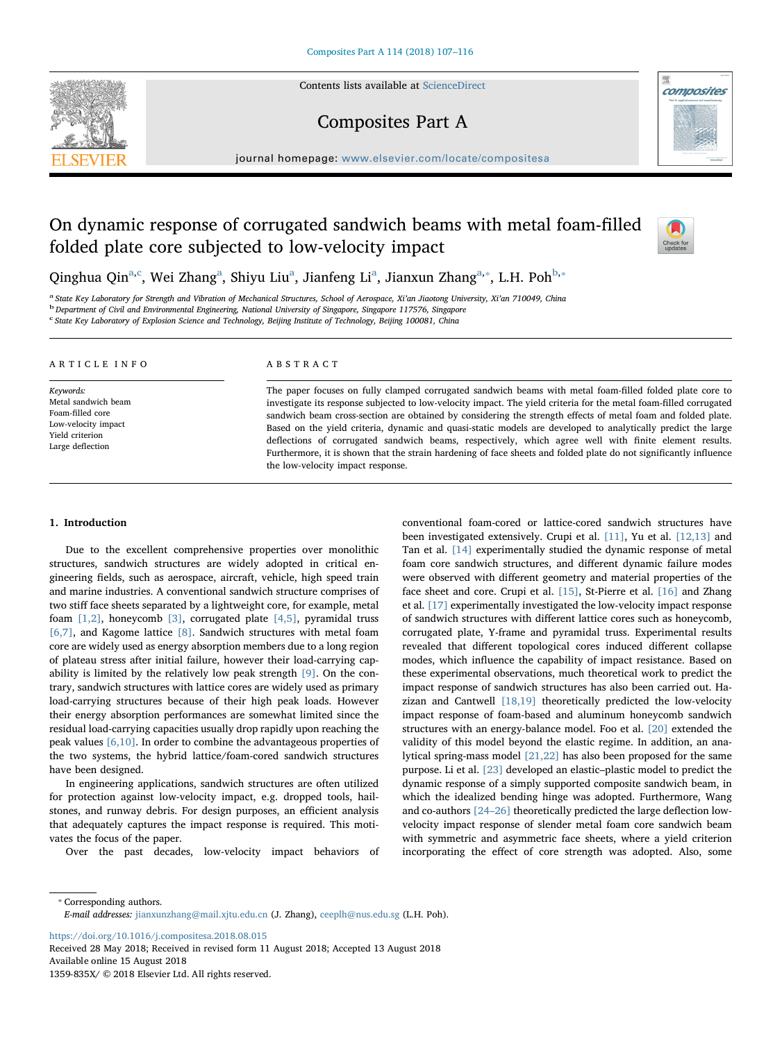# On dynamic response of corrugated sandwich beams with metal foam-filled folded plate core subjected to low-velocity impact

Qinghua Qin[a,c], Wei Zhang[a], Shiyu Liu[a], Jianfeng Li[a], Jianxun Zhang[a,*], L.H. Poh[b,*]

[a] State Key Laboratory for Strength and Vibration of Mechanical Structures, School of Aerospace, Xi'an Jiaotong University, Xi'an 710049, China
[b] Department of Civil and Environmental Engineering, National University of Singapore, Singapore 117576, Singapore
[c] State Key Laboratory of Explosion Science and Technology, Beijing Institute of Technology, Beijing 100081, China

## ARTICLE INFO

*Keywords:*
Metal sandwich beam
Foam-filled core
Low-velocity impact
Yield criterion
Large deflection

## ABSTRACT

The paper focuses on fully clamped corrugated sandwich beams with metal foam-filled folded plate core to investigate its response subjected to low-velocity impact. The yield criteria for the metal foam-filled corrugated sandwich beam cross-section are obtained by considering the strength effects of metal foam and folded plate. Based on the yield criteria, dynamic and quasi-static models are developed to analytically predict the large deflections of corrugated sandwich beams, respectively, which agree well with finite element results. Furthermore, it is shown that the strain hardening of face sheets and folded plate do not significantly influence the low-velocity impact response.

## 1. Introduction

Due to the excellent comprehensive properties over monolithic structures, sandwich structures are widely adopted in critical engineering fields, such as aerospace, aircraft, vehicle, high speed train and marine industries. A conventional sandwich structure comprises of two stiff face sheets separated by a lightweight core, for example, metal foam [1,2], honeycomb [3], corrugated plate [4,5], pyramidal truss [6,7], and Kagome lattice [8]. Sandwich structures with metal foam core are widely used as energy absorption members due to a long region of plateau stress after initial failure, however their load-carrying capability is limited by the relatively low peak strength [9]. On the contrary, sandwich structures with lattice cores are widely used as primary load-carrying structures because of their high peak loads. However their energy absorption performances are somewhat limited since the residual load-carrying capacities usually drop rapidly upon reaching the peak values [6,10]. In order to combine the advantageous properties of the two systems, the hybrid lattice/foam-cored sandwich structures have been designed.

In engineering applications, sandwich structures are often utilized for protection against low-velocity impact, e.g. dropped tools, hailstones, and runway debris. For design purposes, an efficient analysis that adequately captures the impact response is required. This motivates the focus of the paper.

Over the past decades, low-velocity impact behaviors of conventional foam-cored or lattice-cored sandwich structures have been investigated extensively. Crupi et al. [11], Yu et al. [12,13] and Tan et al. [14] experimentally studied the dynamic response of metal foam core sandwich structures, and different dynamic failure modes were observed with different geometry and material properties of the face sheet and core. Crupi et al. [15], St-Pierre et al. [16] and Zhang et al. [17] experimentally investigated the low-velocity impact response of sandwich structures with different lattice cores such as honeycomb, corrugated plate, Y-frame and pyramidal truss. Experimental results revealed that different topological cores induced different collapse modes, which influence the capability of impact resistance. Based on these experimental observations, much theoretical work to predict the impact response of sandwich structures has also been carried out. Hazizan and Cantwell [18,19] theoretically predicted the low-velocity impact response of foam-based and aluminum honeycomb sandwich structures with an energy-balance model. Foo et al. [20] extended the validity of this model beyond the elastic regime. In addition, an analytical spring-mass model [21,22] has also been proposed for the same purpose. Li et al. [23] developed an elastic–plastic model to predict the dynamic response of a simply supported composite sandwich beam, in which the idealized bending hinge was adopted. Furthermore, Wang and co-authors [24–26] theoretically predicted the large deflection low-velocity impact response of slender metal foam core sandwich beam with symmetric and asymmetric face sheets, where a yield criterion incorporating the effect of core strength was adopted. Also, some

* Corresponding authors.
*E-mail addresses:* jianxunzhang@mail.xjtu.edu.cn (J. Zhang), ceeplh@nus.edu.sg (L.H. Poh).

https://doi.org/10.1016/j.compositesa.2018.08.015
Received 28 May 2018; Received in revised form 11 August 2018; Accepted 13 August 2018
Available online 15 August 2018
1359-835X/ © 2018 Elsevier Ltd. All rights reserved.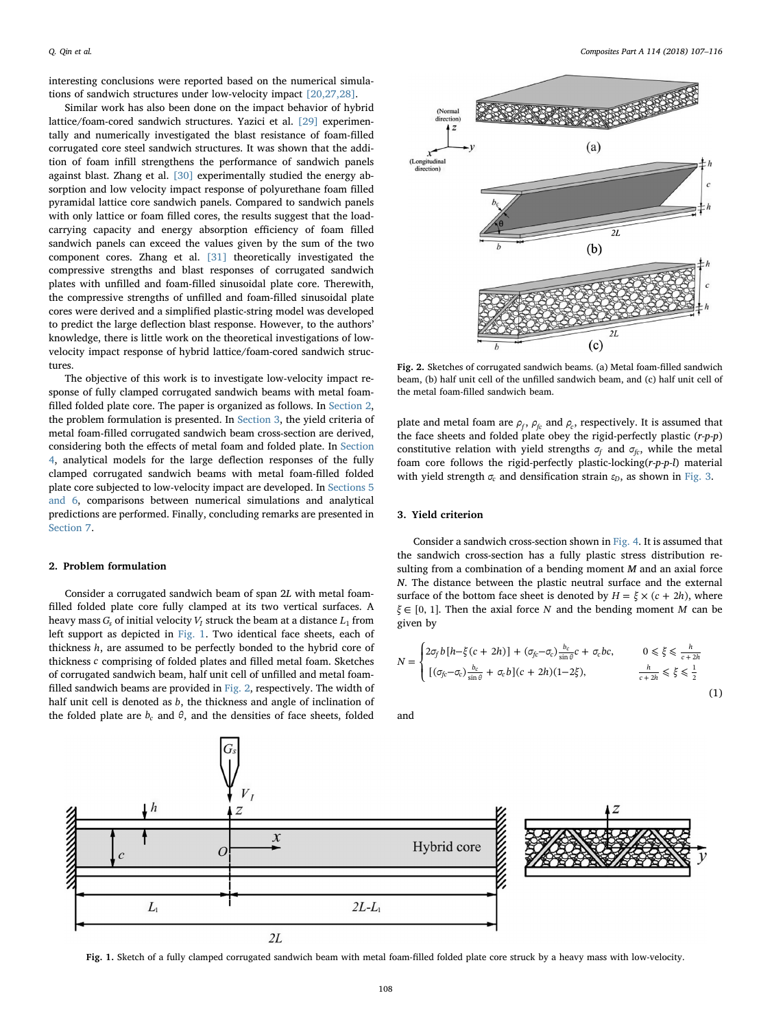interesting conclusions were reported based on the numerical simulations of sandwich structures under low-velocity impact [20,27,28].

Similar work has also been done on the impact behavior of hybrid lattice/foam-cored sandwich structures. Yazici et al. [29] experimentally and numerically investigated the blast resistance of foam-filled corrugated core steel sandwich structures. It was shown that the addition of foam infill strengthens the performance of sandwich panels against blast. Zhang et al. [30] experimentally studied the energy absorption and low velocity impact response of polyurethane foam filled pyramidal lattice core sandwich panels. Compared to sandwich panels with only lattice or foam filled cores, the results suggest that the load-carrying capacity and energy absorption efficiency of foam filled sandwich panels can exceed the values given by the sum of the two component cores. Zhang et al. [31] theoretically investigated the compressive strengths and blast responses of corrugated sandwich plates with unfilled and foam-filled sinusoidal plate core. Therewith, the compressive strengths of unfilled and foam-filled sinusoidal plate cores were derived and a simplified plastic-string model was developed to predict the large deflection blast response. However, to the authors' knowledge, there is little work on the theoretical investigations of low-velocity impact response of hybrid lattice/foam-cored sandwich structures.

The objective of this work is to investigate low-velocity impact response of fully clamped corrugated sandwich beams with metal foam-filled folded plate core. The paper is organized as follows. In Section 2, the problem formulation is presented. In Section 3, the yield criteria of metal foam-filled corrugated sandwich beam cross-section are derived, considering both the effects of metal foam and folded plate. In Section 4, analytical models for the large deflection responses of the fully clamped corrugated sandwich beams with metal foam-filled folded plate core subjected to low-velocity impact are developed. In Sections 5 and 6, comparisons between numerical simulations and analytical predictions are performed. Finally, concluding remarks are presented in Section 7.

## 2. Problem formulation

Consider a corrugated sandwich beam of span $2L$ with metal foam-filled folded plate core fully clamped at its two vertical surfaces. A heavy mass $G_s$ of initial velocity $V_I$ struck the beam at a distance $L_1$ from left support as depicted in Fig. 1. Two identical face sheets, each of thickness $h$, are assumed to be perfectly bonded to the hybrid core of thickness $c$ comprising of folded plates and filled metal foam. Sketches of corrugated sandwich beam, half unit cell of unfilled and metal foam-filled sandwich beams are provided in Fig. 2, respectively. The width of half unit cell is denoted as $b$, the thickness and angle of inclination of the folded plate are $b_c$ and $\theta$, and the densities of face sheets, folded plate and metal foam are $\rho_f$, $\rho_{fc}$ and $\rho_c$, respectively. It is assumed that the face sheets and folded plate obey the rigid-perfectly plastic (*r-p-p*) constitutive relation with yield strengths $\sigma_f$ and $\sigma_{fc}$, while the metal foam core follows the rigid-perfectly plastic-locking(*r-p-p-l*) material with yield strength $\sigma_c$ and densification strain $\varepsilon_D$, as shown in Fig. 3.

Fig. 2. Sketches of corrugated sandwich beams. (a) Metal foam-filled sandwich beam, (b) half unit cell of the unfilled sandwich beam, and (c) half unit cell of the metal foam-filled sandwich beam.

## 3. Yield criterion

Consider a sandwich cross-section shown in Fig. 4. It is assumed that the sandwich cross-section has a fully plastic stress distribution resulting from a combination of a bending moment $M$ and an axial force $N$. The distance between the plastic neutral surface and the external surface of the bottom face sheet is denoted by $H = \xi \times (c + 2h)$, where $\xi \in [0, 1]$. Then the axial force $N$ and the bending moment $M$ can be given by

$$N = \begin{cases} 2\sigma_f b[h-\xi(c+2h)] + (\sigma_{fc}-\sigma_c)\frac{b_c}{\sin\theta}c + \sigma_c bc, & 0 \leqslant \xi \leqslant \frac{h}{c+2h} \\ [(\sigma_{fc}-\sigma_c)\frac{b_c}{\sin\theta} + \sigma_c b](c+2h)(1-2\xi), & \frac{h}{c+2h} \leqslant \xi \leqslant \frac{1}{2} \end{cases} \tag{1}$$

and

Fig. 1. Sketch of a fully clamped corrugated sandwich beam with metal foam-filled folded plate core struck by a heavy mass with low-velocity.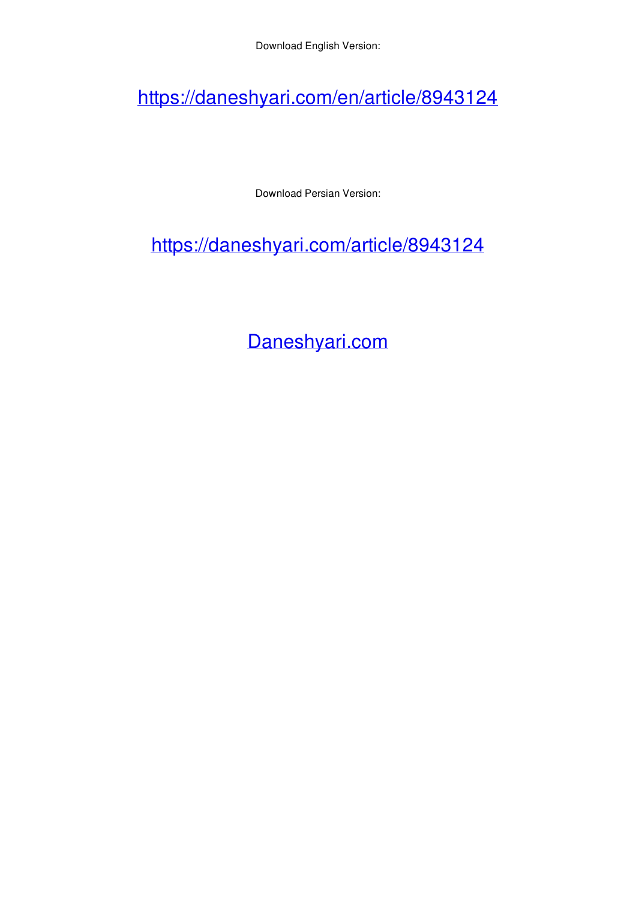Download English Version:

https://daneshyari.com/en/article/8943124

Download Persian Version:

https://daneshyari.com/article/8943124

Daneshyari.com